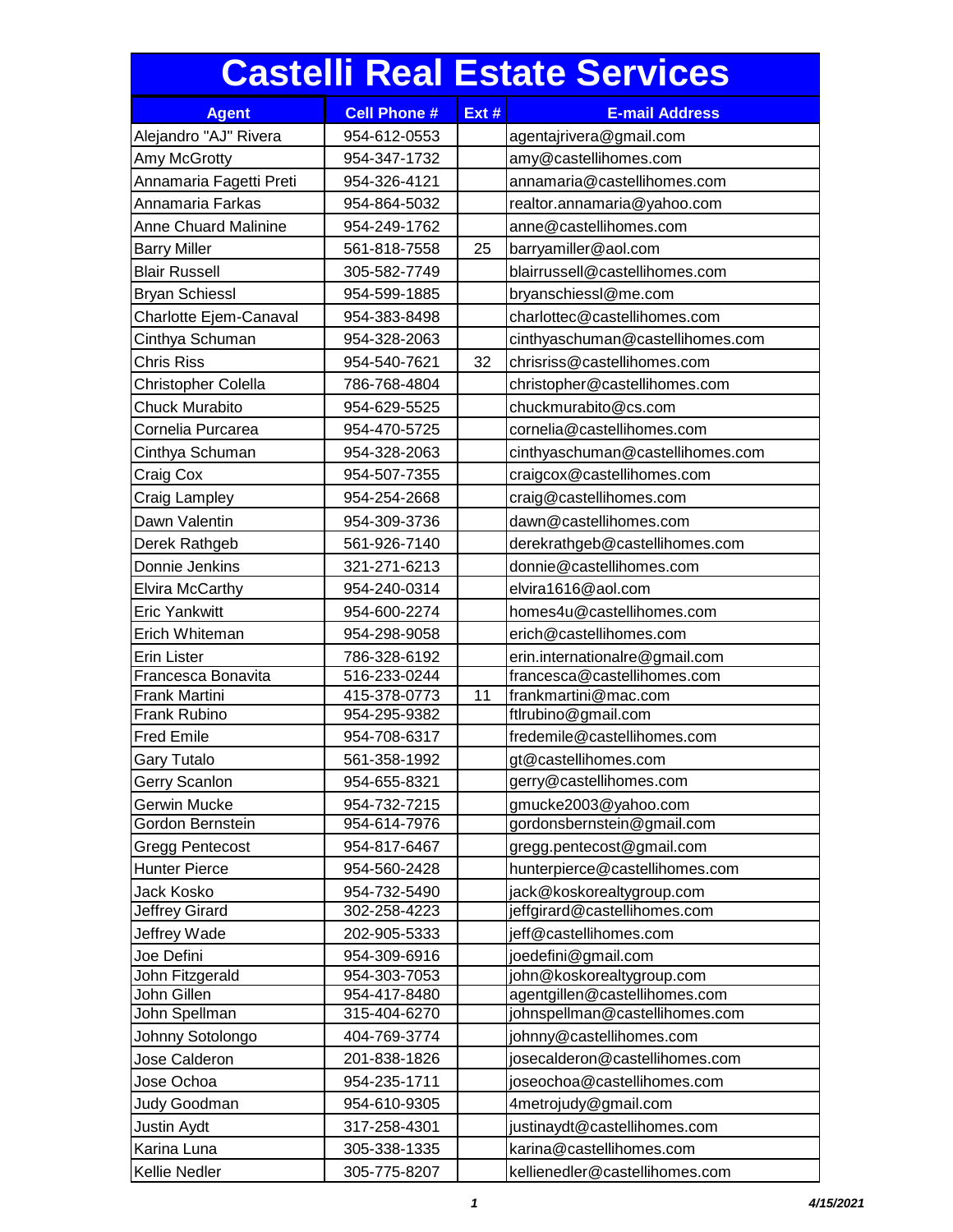# Castelli Real Estate Services

| Agent | Cell Phone # | Ext # | E-mail Address |
|---|---|---|---|
| Alejandro "AJ" Rivera | 954-612-0553 | | agentajrivera@gmail.com |
| Amy McGrotty | 954-347-1732 | | amy@castellihomes.com |
| Annamaria Fagetti Preti | 954-326-4121 | | annamaria@castellihomes.com |
| Annamaria Farkas | 954-864-5032 | | realtor.annamaria@yahoo.com |
| Anne Chuard Malinine | 954-249-1762 | | anne@castellihomes.com |
| Barry Miller | 561-818-7558 | 25 | barryamiller@aol.com |
| Blair Russell | 305-582-7749 | | blairrussell@castellihomes.com |
| Bryan Schiessl | 954-599-1885 | | bryanschiessl@me.com |
| Charlotte Ejem-Canaval | 954-383-8498 | | charlottec@castellihomes.com |
| Cinthya Schuman | 954-328-2063 | | cinthyaschuman@castellihomes.com |
| Chris Riss | 954-540-7621 | 32 | chrisriss@castellihomes.com |
| Christopher Colella | 786-768-4804 | | christopher@castellihomes.com |
| Chuck Murabito | 954-629-5525 | | chuckmurabito@cs.com |
| Cornelia Purcarea | 954-470-5725 | | cornelia@castellihomes.com |
| Cinthya Schuman | 954-328-2063 | | cinthyaschuman@castellihomes.com |
| Craig Cox | 954-507-7355 | | craigcox@castellihomes.com |
| Craig Lampley | 954-254-2668 | | craig@castellihomes.com |
| Dawn Valentin | 954-309-3736 | | dawn@castellihomes.com |
| Derek Rathgeb | 561-926-7140 | | derekrathgeb@castellihomes.com |
| Donnie Jenkins | 321-271-6213 | | donnie@castellihomes.com |
| Elvira McCarthy | 954-240-0314 | | elvira1616@aol.com |
| Eric Yankwitt | 954-600-2274 | | homes4u@castellihomes.com |
| Erich Whiteman | 954-298-9058 | | erich@castellihomes.com |
| Erin Lister | 786-328-6192 | | erin.internationalre@gmail.com |
| Francesca Bonavita | 516-233-0244 | | francesca@castellihomes.com |
| Frank Martini | 415-378-0773 | 11 | frankmartini@mac.com |
| Frank Rubino | 954-295-9382 | | ftlrubino@gmail.com |
| Fred Emile | 954-708-6317 | | fredemile@castellihomes.com |
| Gary Tutalo | 561-358-1992 | | gt@castellihomes.com |
| Gerry Scanlon | 954-655-8321 | | gerry@castellihomes.com |
| Gerwin Mucke | 954-732-7215 | | gmucke2003@yahoo.com |
| Gordon Bernstein | 954-614-7976 | | gordonsbernstein@gmail.com |
| Gregg Pentecost | 954-817-6467 | | gregg.pentecost@gmail.com |
| Hunter Pierce | 954-560-2428 | | hunterpierce@castellihomes.com |
| Jack Kosko | 954-732-5490 | | jack@koskorealtygroup.com |
| Jeffrey Girard | 302-258-4223 | | jeffgirard@castellihomes.com |
| Jeffrey Wade | 202-905-5333 | | jeff@castellihomes.com |
| Joe Defini | 954-309-6916 | | joedefini@gmail.com |
| John Fitzgerald | 954-303-7053 | | john@koskorealtygroup.com |
| John Gillen | 954-417-8480 | | agentgillen@castellihomes.com |
| John Spellman | 315-404-6270 | | johnspellman@castellihomes.com |
| Johnny Sotolongo | 404-769-3774 | | johnny@castellihomes.com |
| Jose Calderon | 201-838-1826 | | josecalderon@castellihomes.com |
| Jose Ochoa | 954-235-1711 | | joseochoa@castellihomes.com |
| Judy Goodman | 954-610-9305 | | 4metrojudy@gmail.com |
| Justin Aydt | 317-258-4301 | | justinaydt@castellihomes.com |
| Karina Luna | 305-338-1335 | | karina@castellihomes.com |
| Kellie Nedler | 305-775-8207 | | kellienedler@castellihomes.com |

*4/15/2021*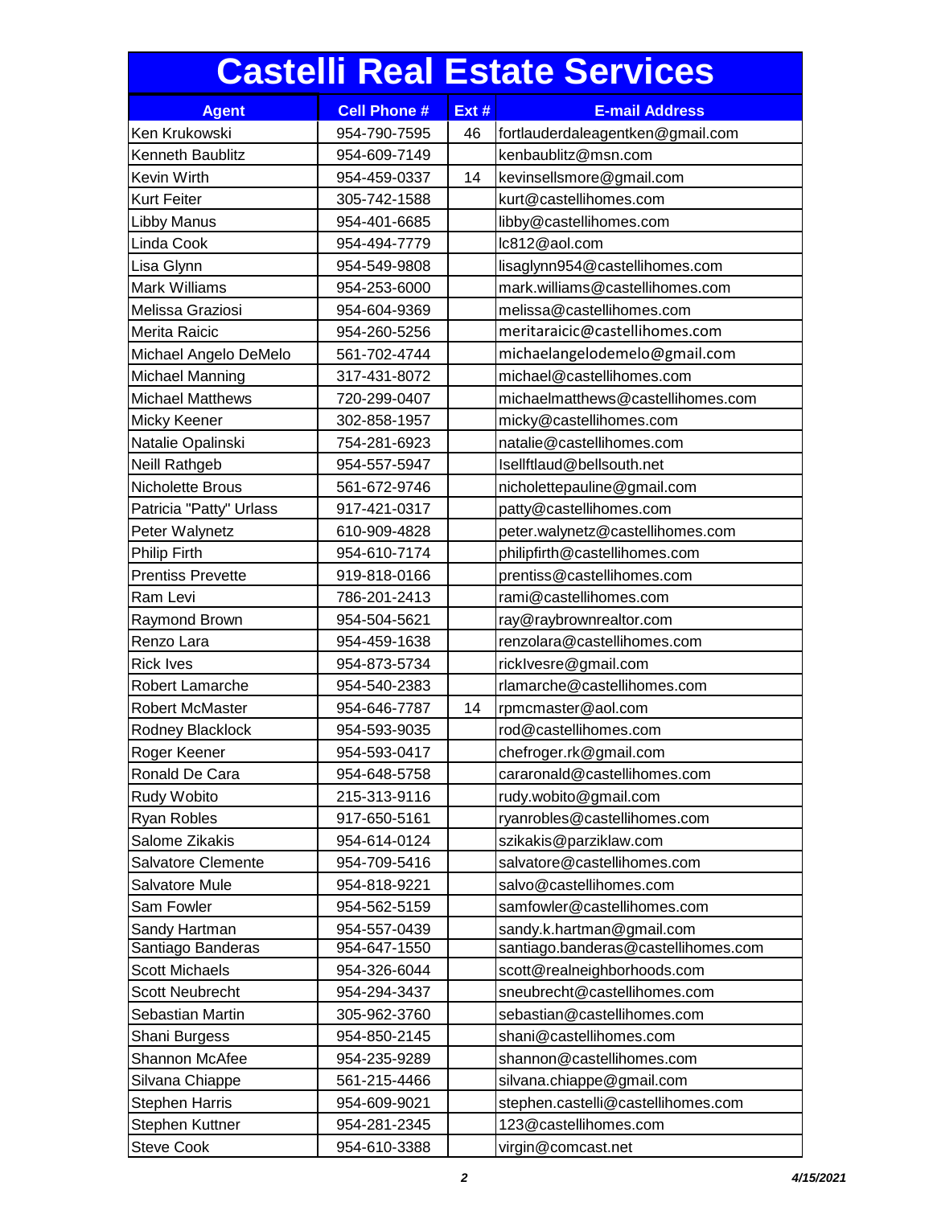# Castelli Real Estate Services

| Agent | Cell Phone # | Ext # | E-mail Address |
|---|---|---|---|
| Ken Krukowski | 954-790-7595 | 46 | fortlauderdaleagentken@gmail.com |
| Kenneth Baublitz | 954-609-7149 | | kenbaublitz@msn.com |
| Kevin Wirth | 954-459-0337 | 14 | kevinsellsmore@gmail.com |
| Kurt Feiter | 305-742-1588 | | kurt@castellihomes.com |
| Libby Manus | 954-401-6685 | | libby@castellihomes.com |
| Linda Cook | 954-494-7779 | | lc812@aol.com |
| Lisa Glynn | 954-549-9808 | | lisaglynn954@castellihomes.com |
| Mark Williams | 954-253-6000 | | mark.williams@castellihomes.com |
| Melissa Graziosi | 954-604-9369 | | melissa@castellihomes.com |
| Merita Raicic | 954-260-5256 | | meritaraicic@castellihomes.com |
| Michael Angelo DeMelo | 561-702-4744 | | michaelangelodemelo@gmail.com |
| Michael Manning | 317-431-8072 | | michael@castellihomes.com |
| Michael Matthews | 720-299-0407 | | michaelmatthews@castellihomes.com |
| Micky Keener | 302-858-1957 | | micky@castellihomes.com |
| Natalie Opalinski | 754-281-6923 | | natalie@castellihomes.com |
| Neill Rathgeb | 954-557-5947 | | Isellftlaud@bellsouth.net |
| Nicholette Brous | 561-672-9746 | | nicholettepauline@gmail.com |
| Patricia "Patty" Urlass | 917-421-0317 | | patty@castellihomes.com |
| Peter Walynetz | 610-909-4828 | | peter.walynetz@castellihomes.com |
| Philip Firth | 954-610-7174 | | philipfirth@castellihomes.com |
| Prentiss Prevette | 919-818-0166 | | prentiss@castellihomes.com |
| Ram Levi | 786-201-2413 | | rami@castellihomes.com |
| Raymond Brown | 954-504-5621 | | ray@raybrownrealtor.com |
| Renzo Lara | 954-459-1638 | | renzolara@castellihomes.com |
| Rick Ives | 954-873-5734 | | rickIvesre@gmail.com |
| Robert Lamarche | 954-540-2383 | | rlamarche@castellihomes.com |
| Robert McMaster | 954-646-7787 | 14 | rpmcmaster@aol.com |
| Rodney Blacklock | 954-593-9035 | | rod@castellihomes.com |
| Roger Keener | 954-593-0417 | | chefroger.rk@gmail.com |
| Ronald De Cara | 954-648-5758 | | cararonald@castellihomes.com |
| Rudy Wobito | 215-313-9116 | | rudy.wobito@gmail.com |
| Ryan Robles | 917-650-5161 | | ryanrobles@castellihomes.com |
| Salome Zikakis | 954-614-0124 | | szikakis@parziklaw.com |
| Salvatore Clemente | 954-709-5416 | | salvatore@castellihomes.com |
| Salvatore Mule | 954-818-9221 | | salvo@castellihomes.com |
| Sam Fowler | 954-562-5159 | | samfowler@castellihomes.com |
| Sandy Hartman | 954-557-0439 | | sandy.k.hartman@gmail.com |
| Santiago Banderas | 954-647-1550 | | santiago.banderas@castellihomes.com |
| Scott Michaels | 954-326-6044 | | scott@realneighborhoods.com |
| Scott Neubrecht | 954-294-3437 | | sneubrecht@castellihomes.com |
| Sebastian Martin | 305-962-3760 | | sebastian@castellihomes.com |
| Shani Burgess | 954-850-2145 | | shani@castellihomes.com |
| Shannon McAfee | 954-235-9289 | | shannon@castellihomes.com |
| Silvana Chiappe | 561-215-4466 | | silvana.chiappe@gmail.com |
| Stephen Harris | 954-609-9021 | | stephen.castelli@castellihomes.com |
| Stephen Kuttner | 954-281-2345 | | 123@castellihomes.com |
| Steve Cook | 954-610-3388 | | virgin@comcast.net |

*4/15/2021*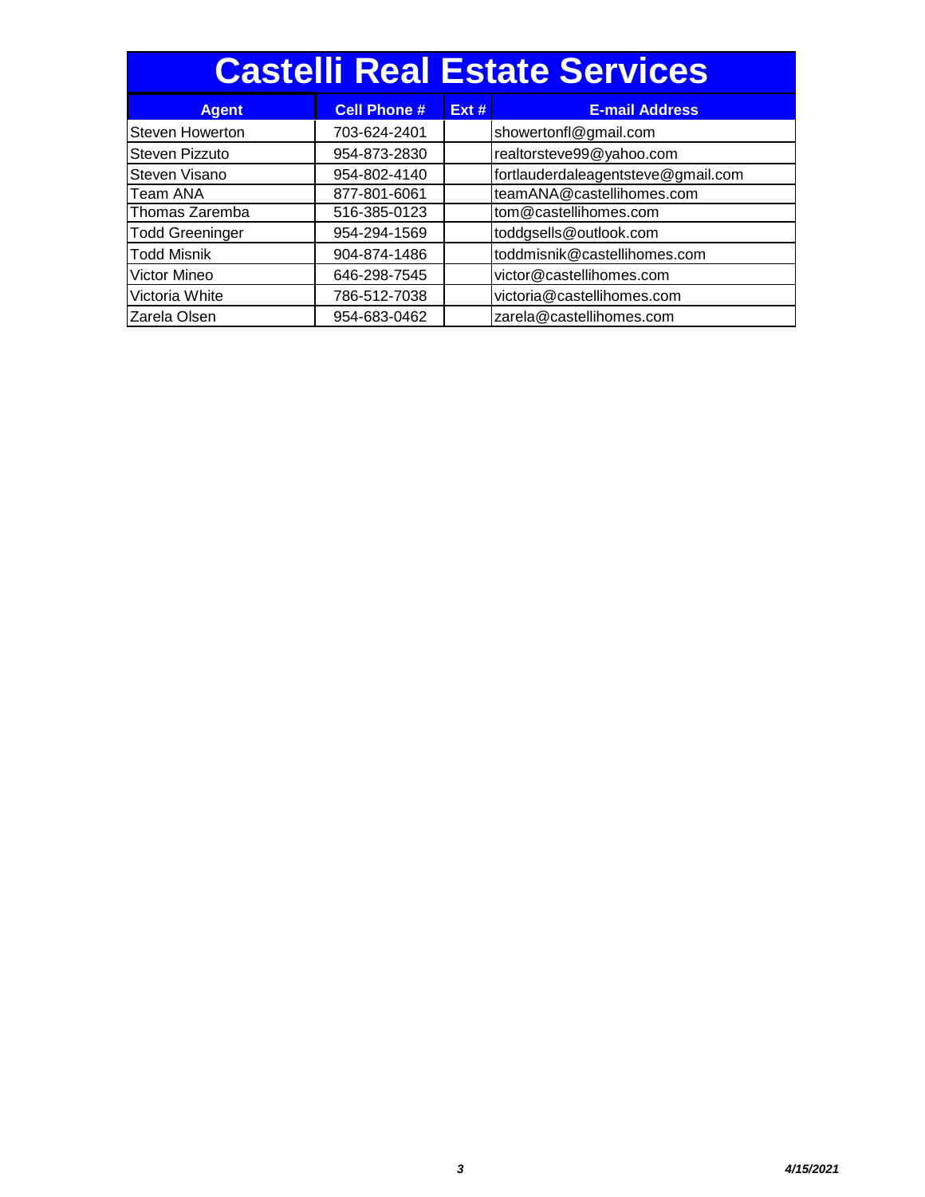# Castelli Real Estate Services

| Agent | Cell Phone # | Ext # | E-mail Address |
|---|---|---|---|
| Steven Howerton | 703-624-2401 | | showertonfl@gmail.com |
| Steven Pizzuto | 954-873-2830 | | realtorsteve99@yahoo.com |
| Steven Visano | 954-802-4140 | | fortlauderdaleagentsteve@gmail.com |
| Team ANA | 877-801-6061 | | teamANA@castellihomes.com |
| Thomas Zaremba | 516-385-0123 | | tom@castellihomes.com |
| Todd Greeninger | 954-294-1569 | | toddgsells@outlook.com |
| Todd Misnik | 904-874-1486 | | toddmisnik@castellihomes.com |
| Victor Mineo | 646-298-7545 | | victor@castellihomes.com |
| Victoria White | 786-512-7038 | | victoria@castellihomes.com |
| Zarela Olsen | 954-683-0462 | | zarela@castellihomes.com |